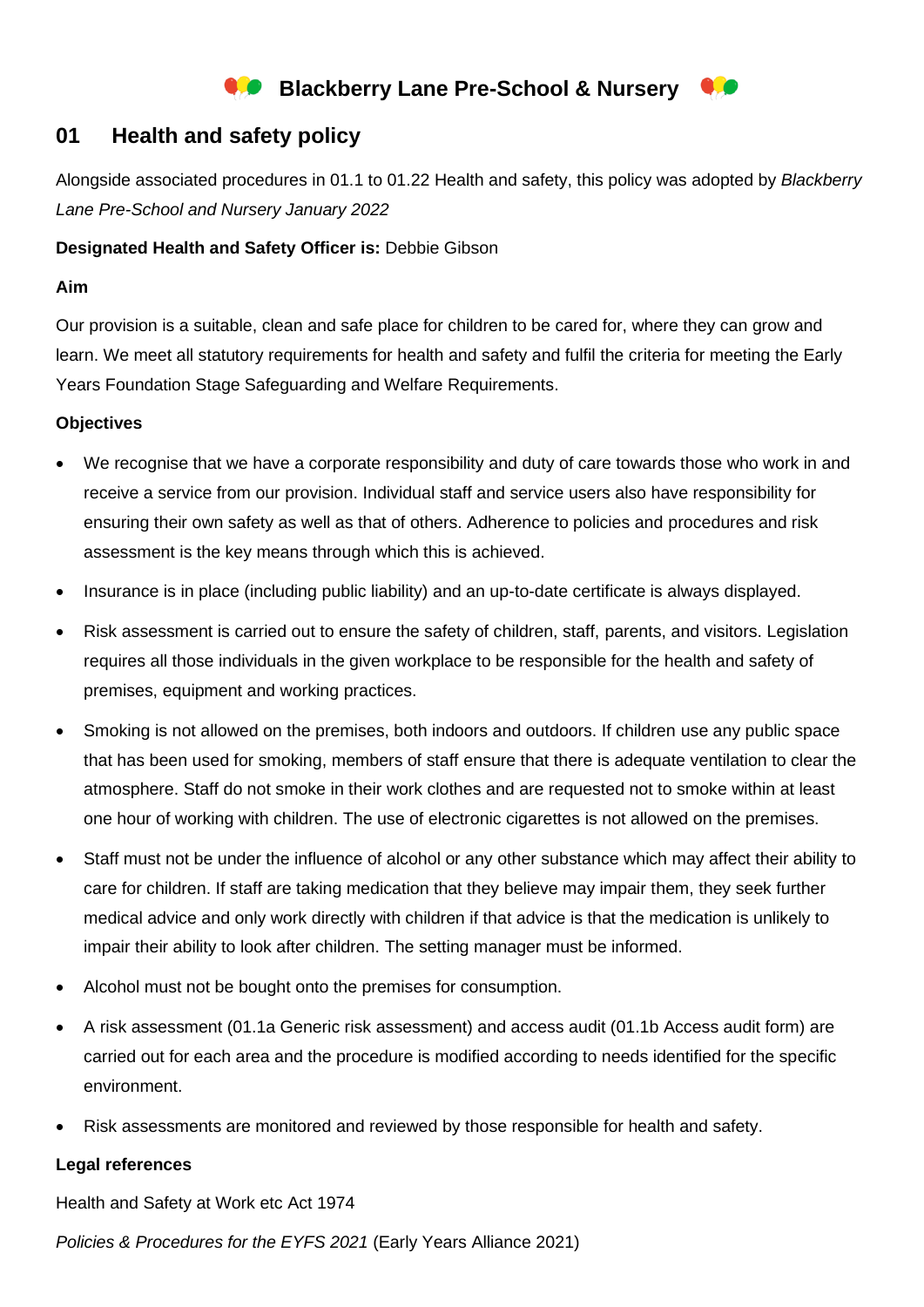# Blackberry Lane Pre-School & Nursery

## 01 Health and safety policy

Alongside associated procedures in 01.1 to 01.22 Health and safety, this policy was adopted by *Blackberry Lane Pre-School and Nursery January 2022*

**Designated Health and Safety Officer is:** Debbie Gibson

**Aim**

Our provision is a suitable, clean and safe place for children to be cared for, where they can grow and learn. We meet all statutory requirements for health and safety and fulfil the criteria for meeting the Early Years Foundation Stage Safeguarding and Welfare Requirements.

**Objectives**

- We recognise that we have a corporate responsibility and duty of care towards those who work in and receive a service from our provision. Individual staff and service users also have responsibility for ensuring their own safety as well as that of others. Adherence to policies and procedures and risk assessment is the key means through which this is achieved.
- Insurance is in place (including public liability) and an up-to-date certificate is always displayed.
- Risk assessment is carried out to ensure the safety of children, staff, parents, and visitors. Legislation requires all those individuals in the given workplace to be responsible for the health and safety of premises, equipment and working practices.
- Smoking is not allowed on the premises, both indoors and outdoors. If children use any public space that has been used for smoking, members of staff ensure that there is adequate ventilation to clear the atmosphere. Staff do not smoke in their work clothes and are requested not to smoke within at least one hour of working with children. The use of electronic cigarettes is not allowed on the premises.
- Staff must not be under the influence of alcohol or any other substance which may affect their ability to care for children. If staff are taking medication that they believe may impair them, they seek further medical advice and only work directly with children if that advice is that the medication is unlikely to impair their ability to look after children. The setting manager must be informed.
- Alcohol must not be bought onto the premises for consumption.
- A risk assessment (01.1a Generic risk assessment) and access audit (01.1b Access audit form) are carried out for each area and the procedure is modified according to needs identified for the specific environment.
- Risk assessments are monitored and reviewed by those responsible for health and safety.

**Legal references**

Health and Safety at Work etc Act 1974

*Policies & Procedures for the EYFS 2021* (Early Years Alliance 2021)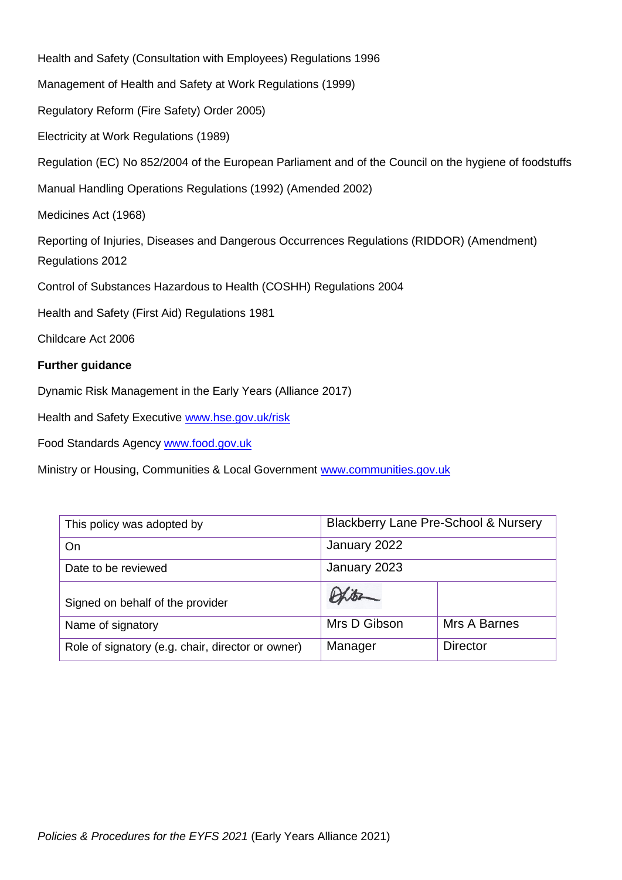Health and Safety (Consultation with Employees) Regulations 1996

Management of Health and Safety at Work Regulations (1999)

Regulatory Reform (Fire Safety) Order 2005)

Electricity at Work Regulations (1989)

Regulation (EC) No 852/2004 of the European Parliament and of the Council on the hygiene of foodstuffs

Manual Handling Operations Regulations (1992) (Amended 2002)

Medicines Act (1968)

Reporting of Injuries, Diseases and Dangerous Occurrences Regulations (RIDDOR) (Amendment) Regulations 2012

Control of Substances Hazardous to Health (COSHH) Regulations 2004

Health and Safety (First Aid) Regulations 1981

Childcare Act 2006

**Further guidance**

Dynamic Risk Management in the Early Years (Alliance 2017)

Health and Safety Executive www.hse.gov.uk/risk

Food Standards Agency www.food.gov.uk

Ministry or Housing, Communities & Local Government www.communities.gov.uk

| | | |
|---|---|---|
| This policy was adopted by | Blackberry Lane Pre-School & Nursery | |
| On | January 2022 | |
| Date to be reviewed | January 2023 | |
| Signed on behalf of the provider | DGibson | |
| Name of signatory | Mrs D Gibson | Mrs A Barnes |
| Role of signatory (e.g. chair, director or owner) | Manager | Director |

*Policies & Procedures for the EYFS 2021* (Early Years Alliance 2021)